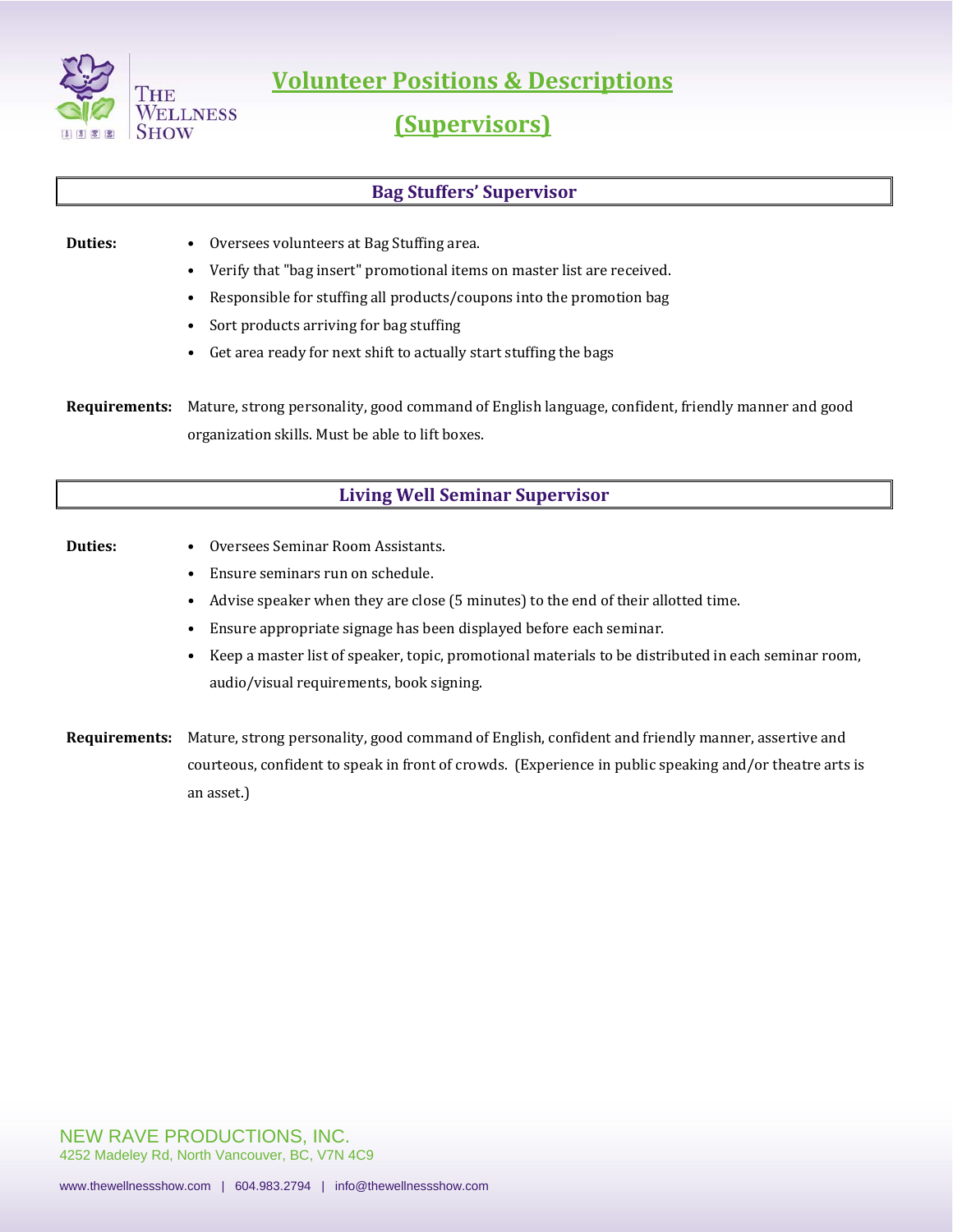# Volunteer Positions & Descriptions

# (Supervisors)

## Bag Stuffers' Supervisor

**Duties:**

- Oversees volunteers at Bag Stuffing area.
- Verify that "bag insert" promotional items on master list are received.
- Responsible for stuffing all products/coupons into the promotion bag
- Sort products arriving for bag stuffing
- Get area ready for next shift to actually start stuffing the bags

**Requirements:** Mature, strong personality, good command of English language, confident, friendly manner and good organization skills. Must be able to lift boxes.

## Living Well Seminar Supervisor

**Duties:**

- Oversees Seminar Room Assistants.
- Ensure seminars run on schedule.
- Advise speaker when they are close (5 minutes) to the end of their allotted time.
- Ensure appropriate signage has been displayed before each seminar.
- Keep a master list of speaker, topic, promotional materials to be distributed in each seminar room, audio/visual requirements, book signing.

**Requirements:** Mature, strong personality, good command of English, confident and friendly manner, assertive and courteous, confident to speak in front of crowds. (Experience in public speaking and/or theatre arts is an asset.)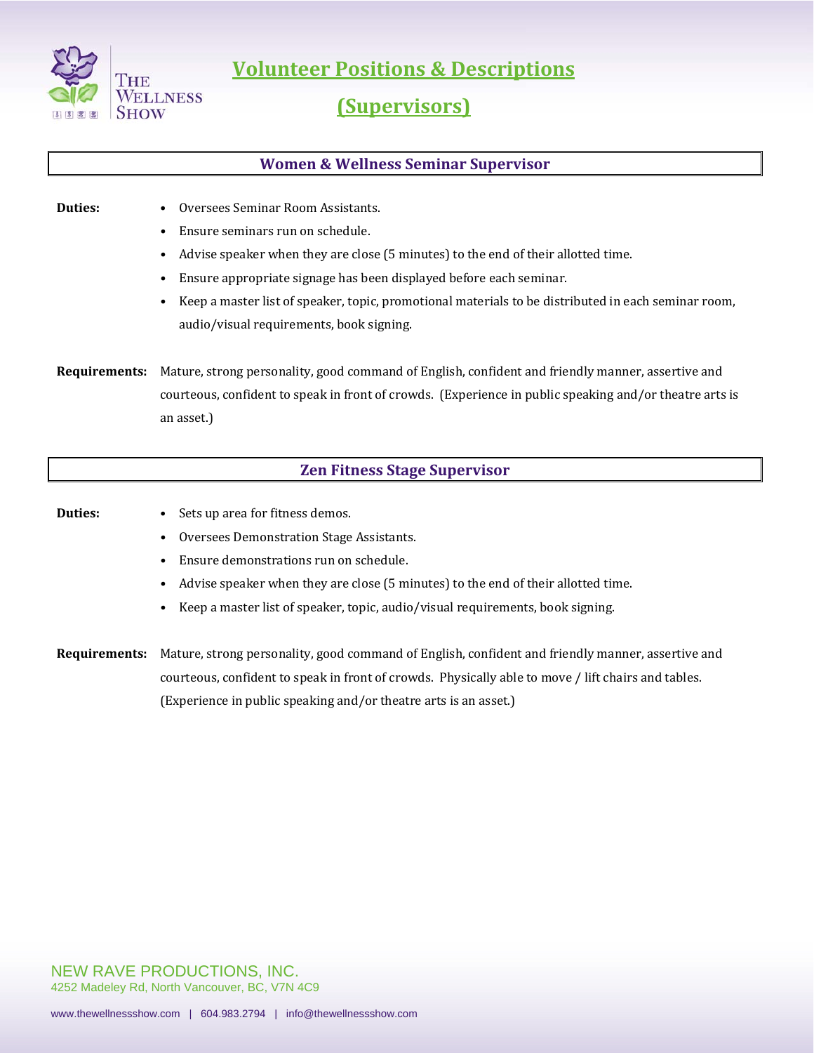# Volunteer Positions & Descriptions

## (Supervisors)

### Women & Wellness Seminar Supervisor

**Duties:**

- Oversees Seminar Room Assistants.
- Ensure seminars run on schedule.
- Advise speaker when they are close (5 minutes) to the end of their allotted time.
- Ensure appropriate signage has been displayed before each seminar.
- Keep a master list of speaker, topic, promotional materials to be distributed in each seminar room, audio/visual requirements, book signing.

**Requirements:** Mature, strong personality, good command of English, confident and friendly manner, assertive and courteous, confident to speak in front of crowds. (Experience in public speaking and/or theatre arts is an asset.)

### Zen Fitness Stage Supervisor

**Duties:**

- Sets up area for fitness demos.
- Oversees Demonstration Stage Assistants.
- Ensure demonstrations run on schedule.
- Advise speaker when they are close (5 minutes) to the end of their allotted time.
- Keep a master list of speaker, topic, audio/visual requirements, book signing.

**Requirements:** Mature, strong personality, good command of English, confident and friendly manner, assertive and courteous, confident to speak in front of crowds. Physically able to move / lift chairs and tables. (Experience in public speaking and/or theatre arts is an asset.)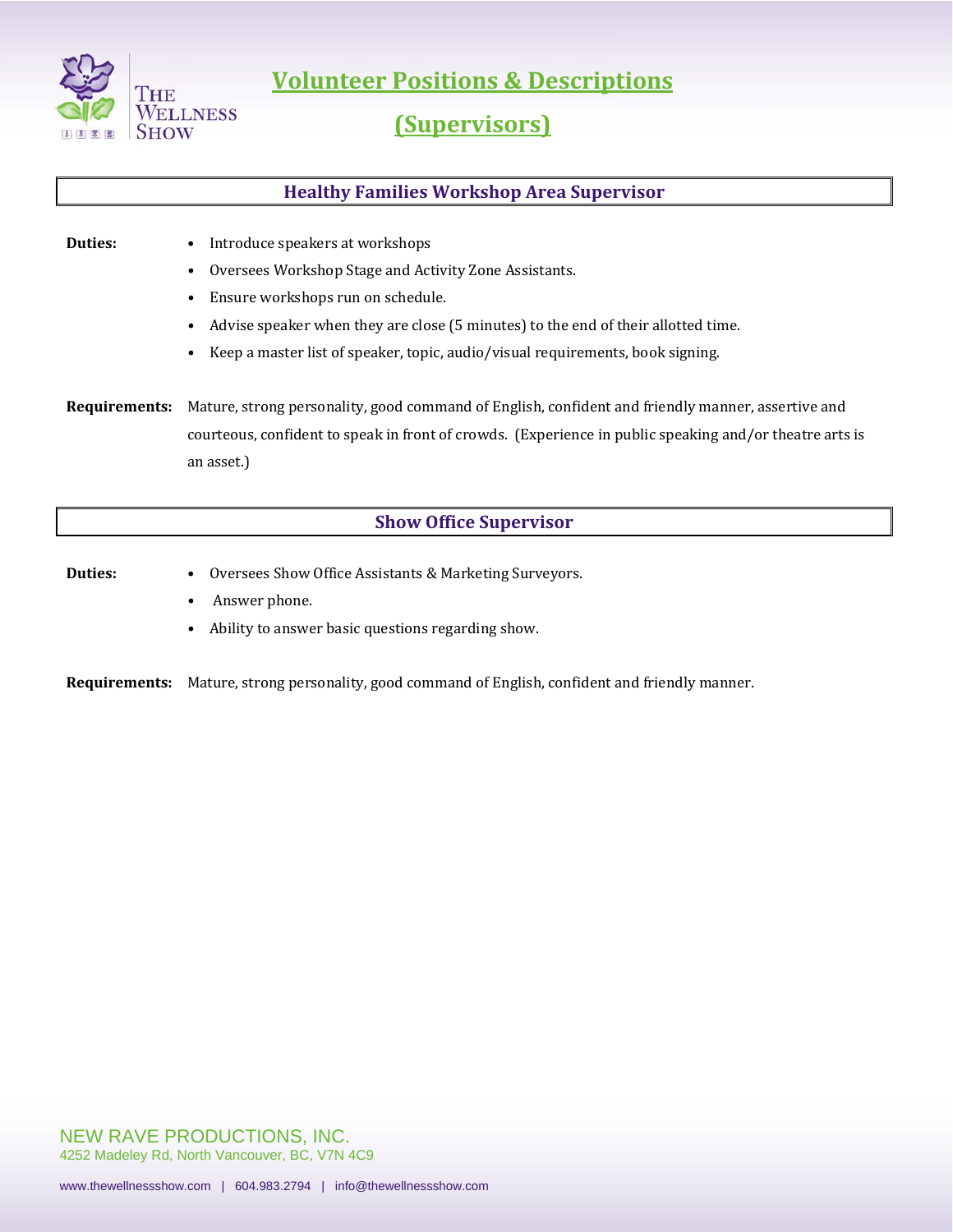# Volunteer Positions & Descriptions

# (Supervisors)

## Healthy Families Workshop Area Supervisor

**Duties:**

- Introduce speakers at workshops
- Oversees Workshop Stage and Activity Zone Assistants.
- Ensure workshops run on schedule.
- Advise speaker when they are close (5 minutes) to the end of their allotted time.
- Keep a master list of speaker, topic, audio/visual requirements, book signing.

**Requirements:** Mature, strong personality, good command of English, confident and friendly manner, assertive and courteous, confident to speak in front of crowds. (Experience in public speaking and/or theatre arts is an asset.)

## Show Office Supervisor

**Duties:**

- Oversees Show Office Assistants & Marketing Surveyors.
- Answer phone.
- Ability to answer basic questions regarding show.

**Requirements:** Mature, strong personality, good command of English, confident and friendly manner.

NEW RAVE PRODUCTIONS, INC.
4252 Madeley Rd, North Vancouver, BC, V7N 4C9

www.thewellnessshow.com | 604.983.2794 | info@thewellnessshow.com